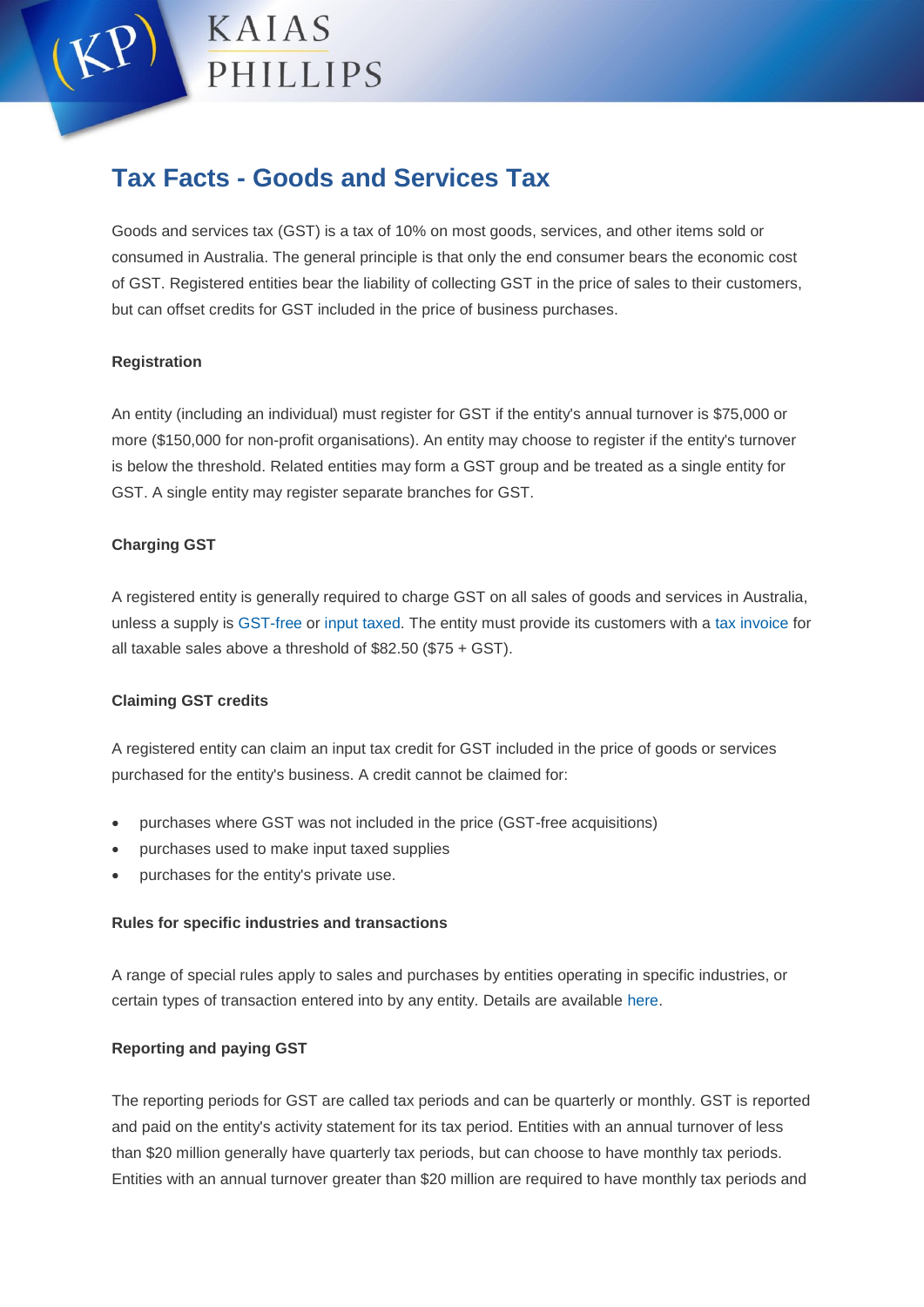# Tax Facts - Goods and Services Tax

Goods and services tax (GST) is a tax of 10% on most goods, services, and other items sold or consumed in Australia. The general principle is that only the end consumer bears the economic cost of GST. Registered entities bear the liability of collecting GST in the price of sales to their customers, but can offset credits for GST included in the price of business purchases.

**Registration**

An entity (including an individual) must register for GST if the entity's annual turnover is $75,000 or more ($150,000 for non-profit organisations). An entity may choose to register if the entity's turnover is below the threshold. Related entities may form a GST group and be treated as a single entity for GST. A single entity may register separate branches for GST.

**Charging GST**

A registered entity is generally required to charge GST on all sales of goods and services in Australia, unless a supply is GST-free or input taxed. The entity must provide its customers with a tax invoice for all taxable sales above a threshold of $82.50 ($75 + GST).

**Claiming GST credits**

A registered entity can claim an input tax credit for GST included in the price of goods or services purchased for the entity's business. A credit cannot be claimed for:

- purchases where GST was not included in the price (GST-free acquisitions)
- purchases used to make input taxed supplies
- purchases for the entity's private use.

**Rules for specific industries and transactions**

A range of special rules apply to sales and purchases by entities operating in specific industries, or certain types of transaction entered into by any entity. Details are available here.

**Reporting and paying GST**

The reporting periods for GST are called tax periods and can be quarterly or monthly. GST is reported and paid on the entity's activity statement for its tax period. Entities with an annual turnover of less than $20 million generally have quarterly tax periods, but can choose to have monthly tax periods. Entities with an annual turnover greater than $20 million are required to have monthly tax periods and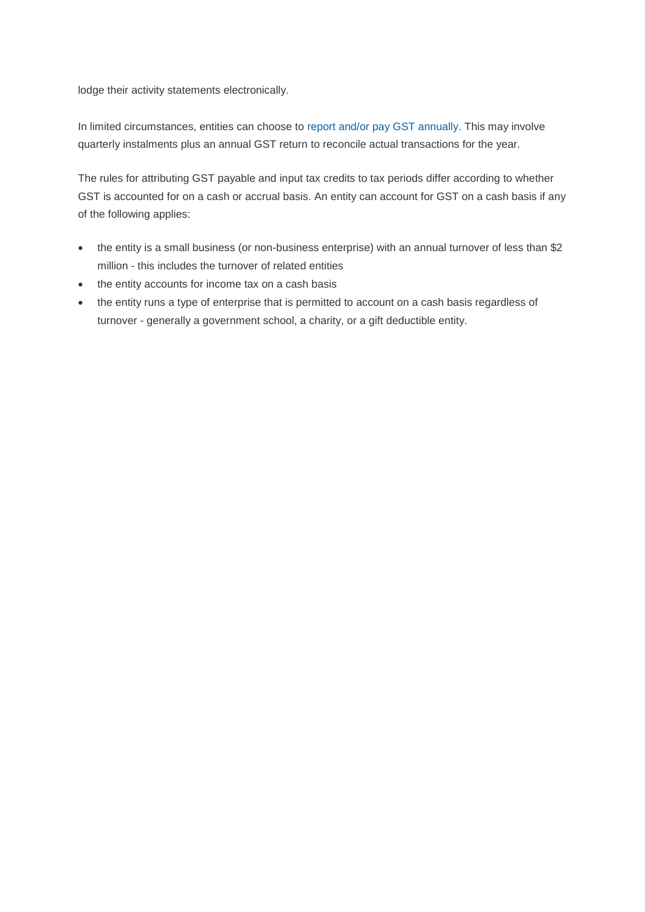lodge their activity statements electronically.

In limited circumstances, entities can choose to report and/or pay GST annually. This may involve quarterly instalments plus an annual GST return to reconcile actual transactions for the year.

The rules for attributing GST payable and input tax credits to tax periods differ according to whether GST is accounted for on a cash or accrual basis. An entity can account for GST on a cash basis if any of the following applies:

- the entity is a small business (or non-business enterprise) with an annual turnover of less than $2 million - this includes the turnover of related entities
- the entity accounts for income tax on a cash basis
- the entity runs a type of enterprise that is permitted to account on a cash basis regardless of turnover - generally a government school, a charity, or a gift deductible entity.